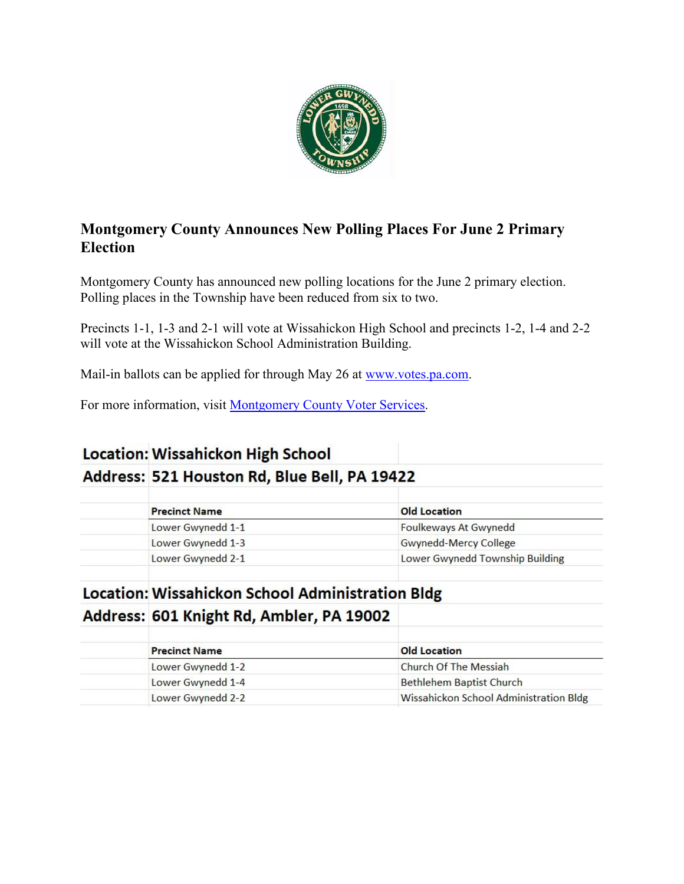# Montgomery County Announces New Polling Places For June 2 Primary Election

Montgomery County has announced new polling locations for the June 2 primary election. Polling places in the Township have been reduced from six to two.

Precincts 1-1, 1-3 and 2-1 will vote at Wissahickon High School and precincts 1-2, 1-4 and 2-2 will vote at the Wissahickon School Administration Building.

Mail-in ballots can be applied for through May 26 at [www.votes.pa.com](www.votes.pa.com).

For more information, visit [Montgomery County Voter Services](Montgomery County Voter Services).

**Location: Wissahickon High School**
**Address: 521 Houston Rd, Blue Bell, PA 19422**

| Precinct Name | Old Location |
|---|---|
| Lower Gwynedd 1-1 | Foulkeways At Gwynedd |
| Lower Gwynedd 1-3 | Gwynedd-Mercy College |
| Lower Gwynedd 2-1 | Lower Gwynedd Township Building |

**Location: Wissahickon School Administration Bldg**
**Address: 601 Knight Rd, Ambler, PA 19002**

| Precinct Name | Old Location |
|---|---|
| Lower Gwynedd 1-2 | Church Of The Messiah |
| Lower Gwynedd 1-4 | Bethlehem Baptist Church |
| Lower Gwynedd 2-2 | Wissahickon School Administration Bldg |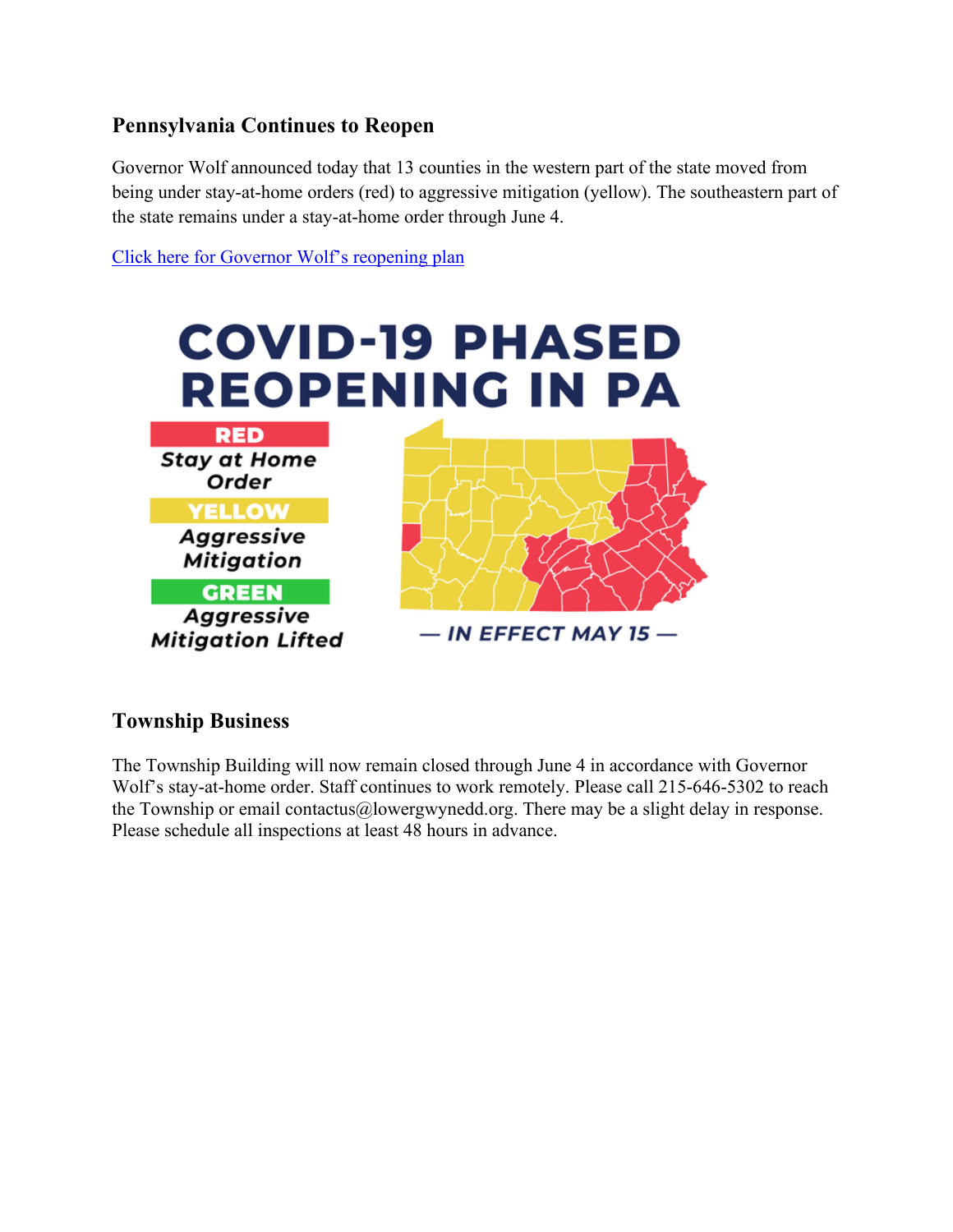## Pennsylvania Continues to Reopen

Governor Wolf announced today that 13 counties in the western part of the state moved from being under stay-at-home orders (red) to aggressive mitigation (yellow). The southeastern part of the state remains under a stay-at-home order through June 4.

[Click here for Governor Wolf's reopening plan]()

**COVID-19 PHASED REOPENING IN PA**

- **RED** – Stay at Home Order
- **YELLOW** – Aggressive Mitigation
- **GREEN** – Aggressive Mitigation Lifted

— IN EFFECT MAY 15 —

## Township Business

The Township Building will now remain closed through June 4 in accordance with Governor Wolf's stay-at-home order. Staff continues to work remotely. Please call 215-646-5302 to reach the Township or email contactus@lowergwynedd.org. There may be a slight delay in response. Please schedule all inspections at least 48 hours in advance.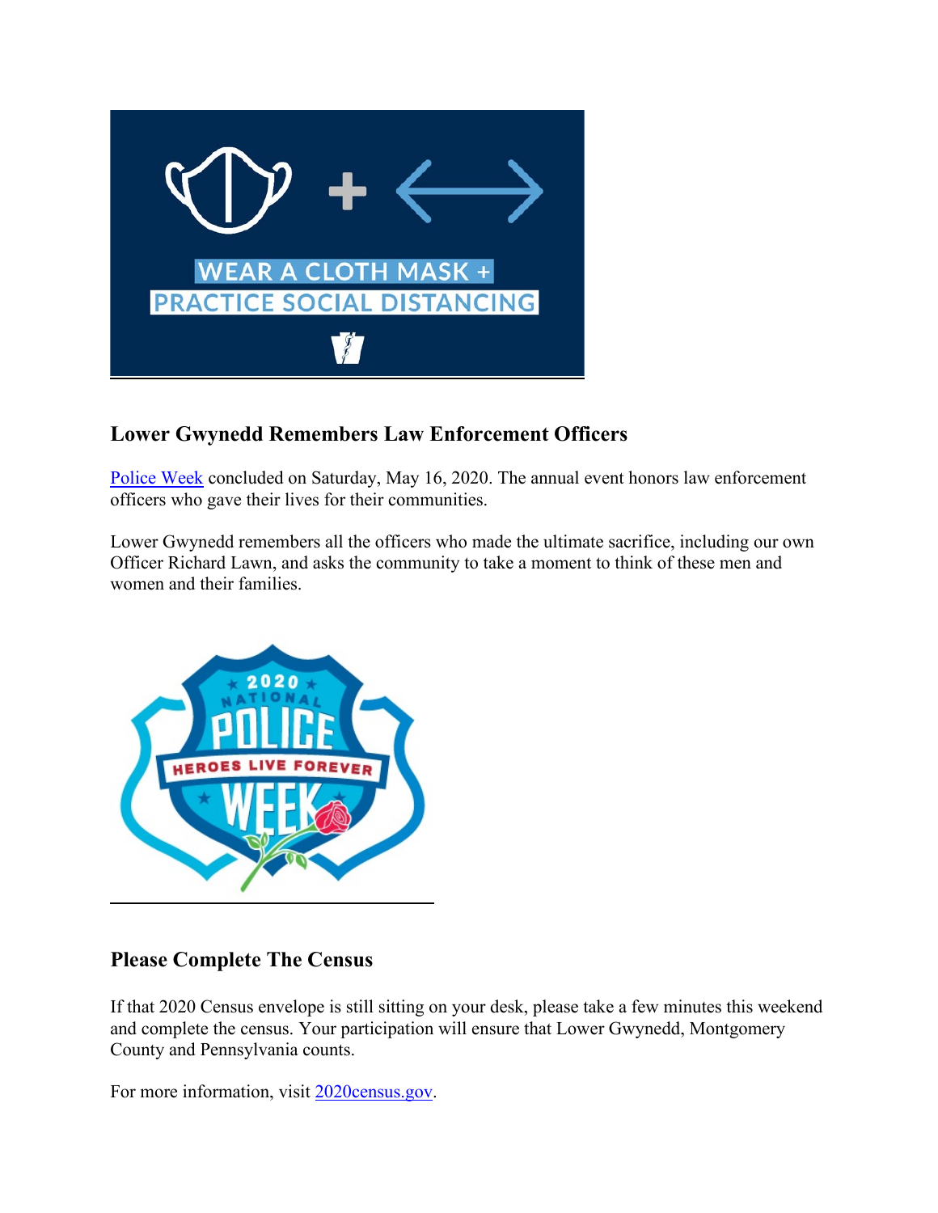## Lower Gwynedd Remembers Law Enforcement Officers

Police Week concluded on Saturday, May 16, 2020. The annual event honors law enforcement officers who gave their lives for their communities.

Lower Gwynedd remembers all the officers who made the ultimate sacrifice, including our own Officer Richard Lawn, and asks the community to take a moment to think of these men and women and their families.

## Please Complete The Census

If that 2020 Census envelope is still sitting on your desk, please take a few minutes this weekend and complete the census. Your participation will ensure that Lower Gwynedd, Montgomery County and Pennsylvania counts.

For more information, visit 2020census.gov.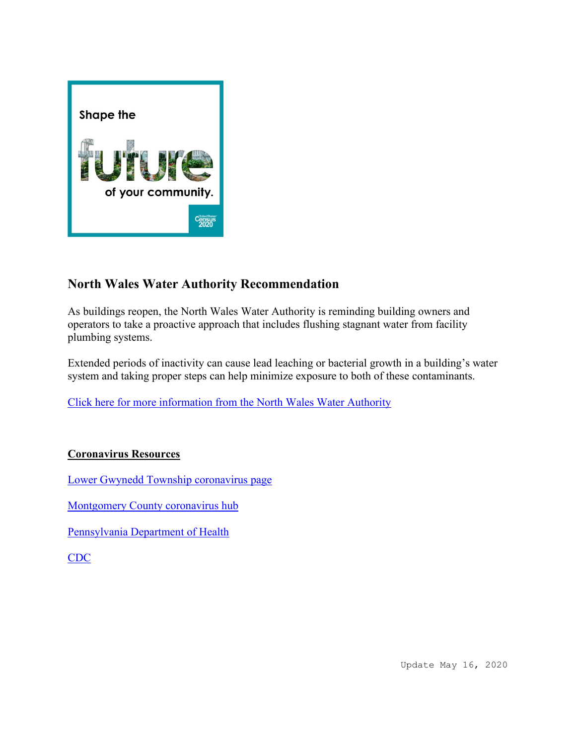Shape the

future

of your community.

United States Census 2020

## North Wales Water Authority Recommendation

As buildings reopen, the North Wales Water Authority is reminding building owners and operators to take a proactive approach that includes flushing stagnant water from facility plumbing systems.

Extended periods of inactivity can cause lead leaching or bacterial growth in a building's water system and taking proper steps can help minimize exposure to both of these contaminants.

Click here for more information from the North Wales Water Authority

**Coronavirus Resources**

Lower Gwynedd Township coronavirus page

Montgomery County coronavirus hub

Pennsylvania Department of Health

CDC

Update May 16, 2020